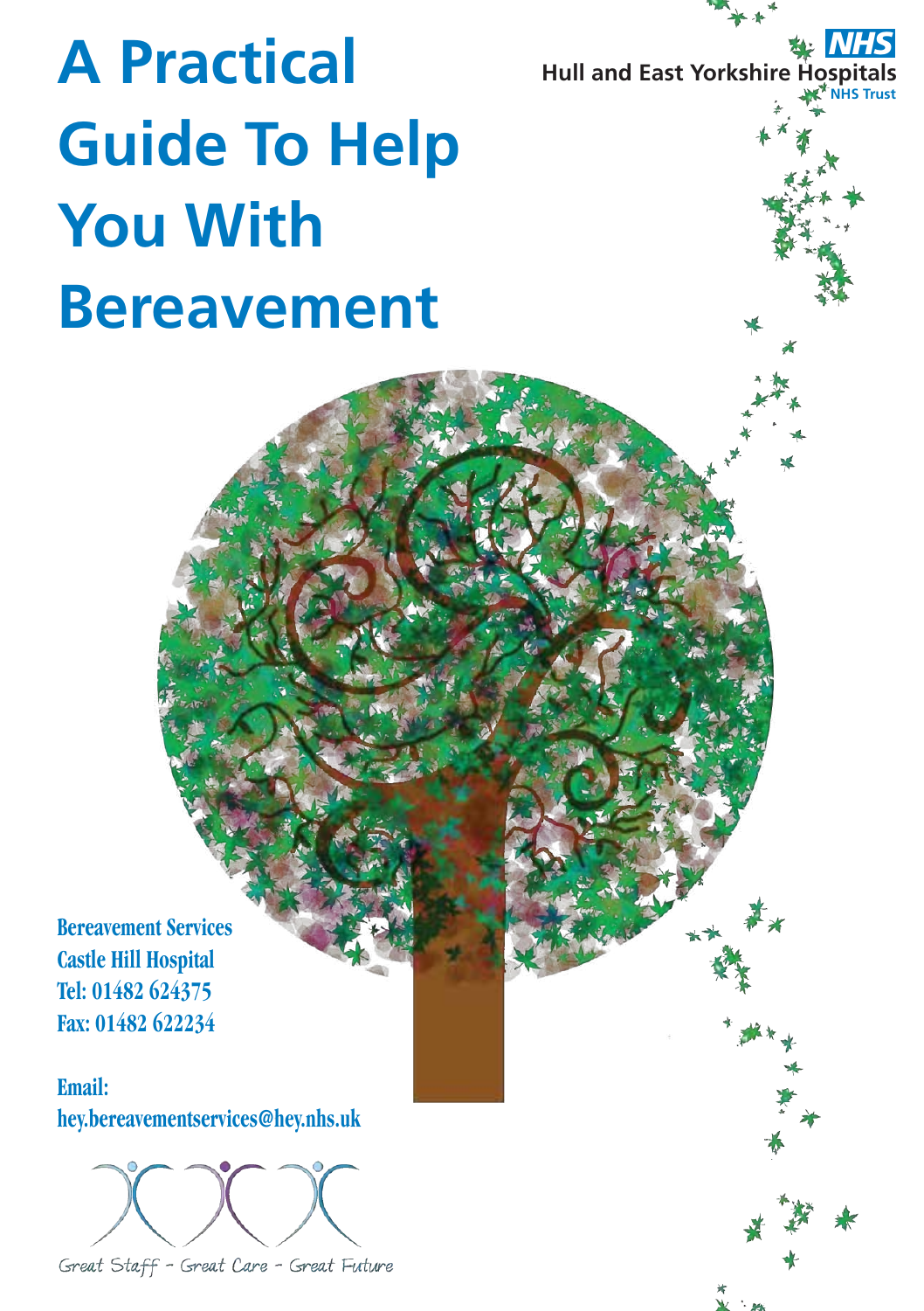# A Practical Guide To Help You With Bereavement

NHS
Hull and East Yorkshire Hospitals
NHS Trust

**Bereavement Services**
**Castle Hill Hospital**
**Tel: 01482 624375**
**Fax: 01482 622234**

**Email:**
**hey.bereavementservices@hey.nhs.uk**

Great Staff - Great Care - Great Future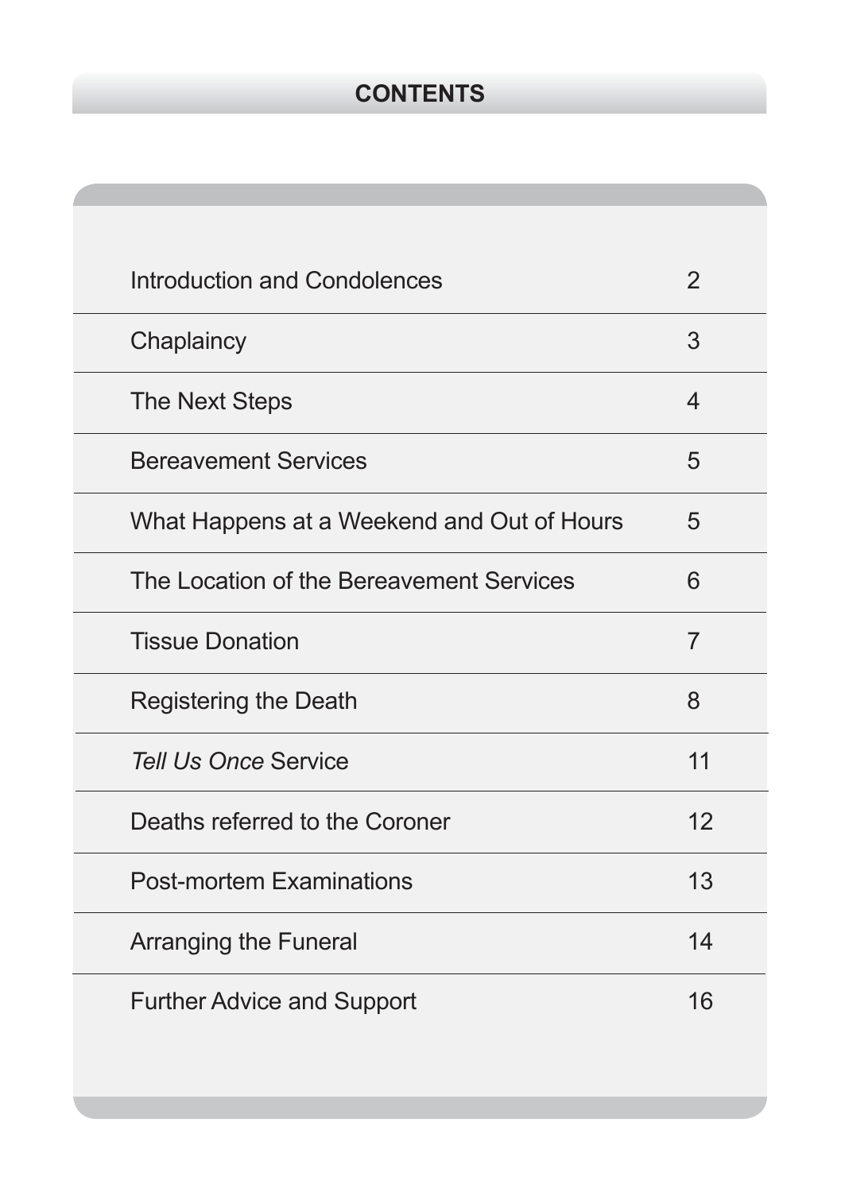# CONTENTS

| | |
|---|---|
| Introduction and Condolences | 2 |
| Chaplaincy | 3 |
| The Next Steps | 4 |
| Bereavement Services | 5 |
| What Happens at a Weekend and Out of Hours | 5 |
| The Location of the Bereavement Services | 6 |
| Tissue Donation | 7 |
| Registering the Death | 8 |
| *Tell Us Once* Service | 11 |
| Deaths referred to the Coroner | 12 |
| Post-mortem Examinations | 13 |
| Arranging the Funeral | 14 |
| Further Advice and Support | 16 |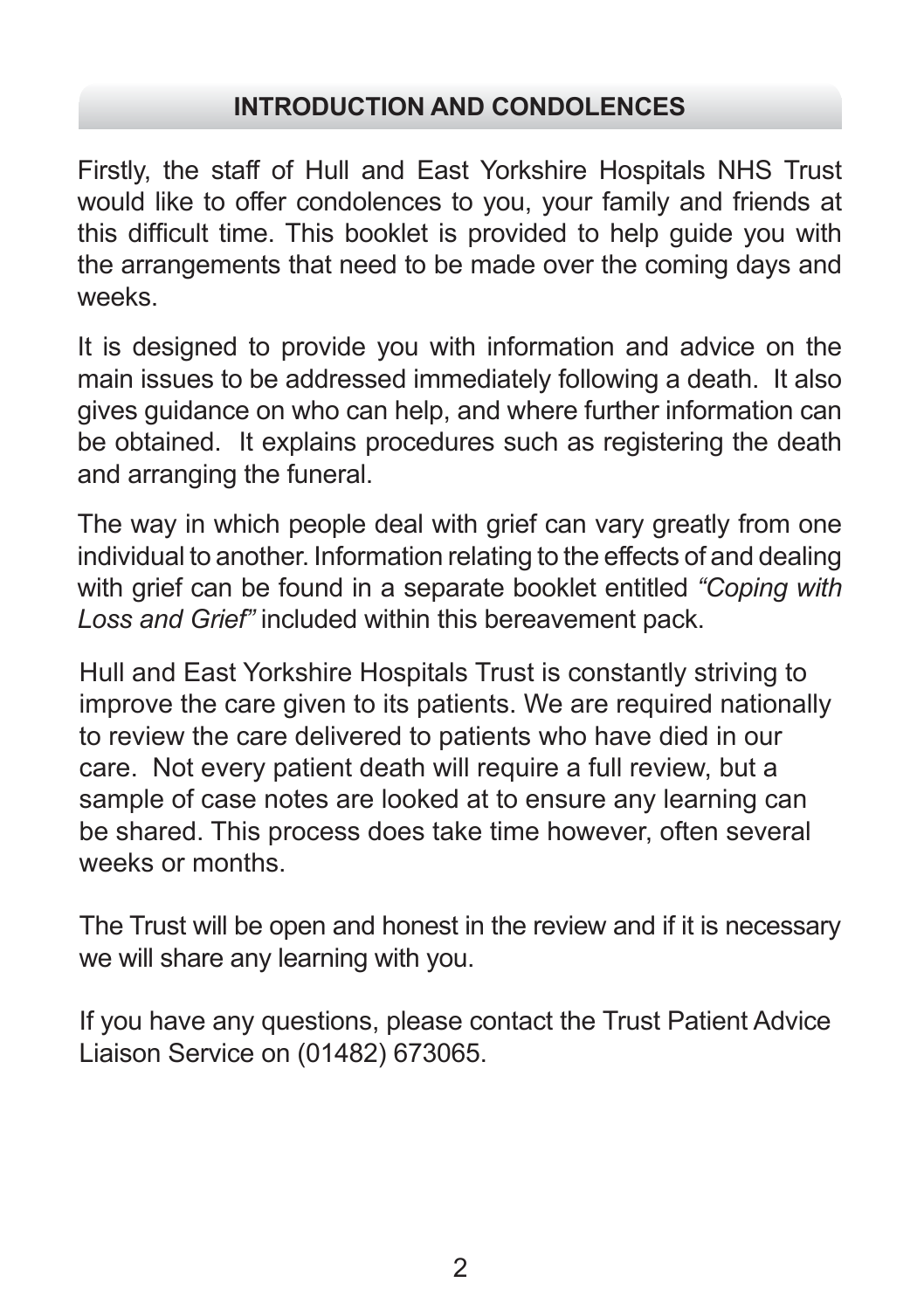## INTRODUCTION AND CONDOLENCES

Firstly, the staff of Hull and East Yorkshire Hospitals NHS Trust would like to offer condolences to you, your family and friends at this difficult time. This booklet is provided to help guide you with the arrangements that need to be made over the coming days and weeks.

It is designed to provide you with information and advice on the main issues to be addressed immediately following a death. It also gives guidance on who can help, and where further information can be obtained. It explains procedures such as registering the death and arranging the funeral.

The way in which people deal with grief can vary greatly from one individual to another. Information relating to the effects of and dealing with grief can be found in a separate booklet entitled *"Coping with Loss and Grief"* included within this bereavement pack.

Hull and East Yorkshire Hospitals Trust is constantly striving to improve the care given to its patients. We are required nationally to review the care delivered to patients who have died in our care. Not every patient death will require a full review, but a sample of case notes are looked at to ensure any learning can be shared. This process does take time however, often several weeks or months.

The Trust will be open and honest in the review and if it is necessary we will share any learning with you.

If you have any questions, please contact the Trust Patient Advice Liaison Service on (01482) 673065.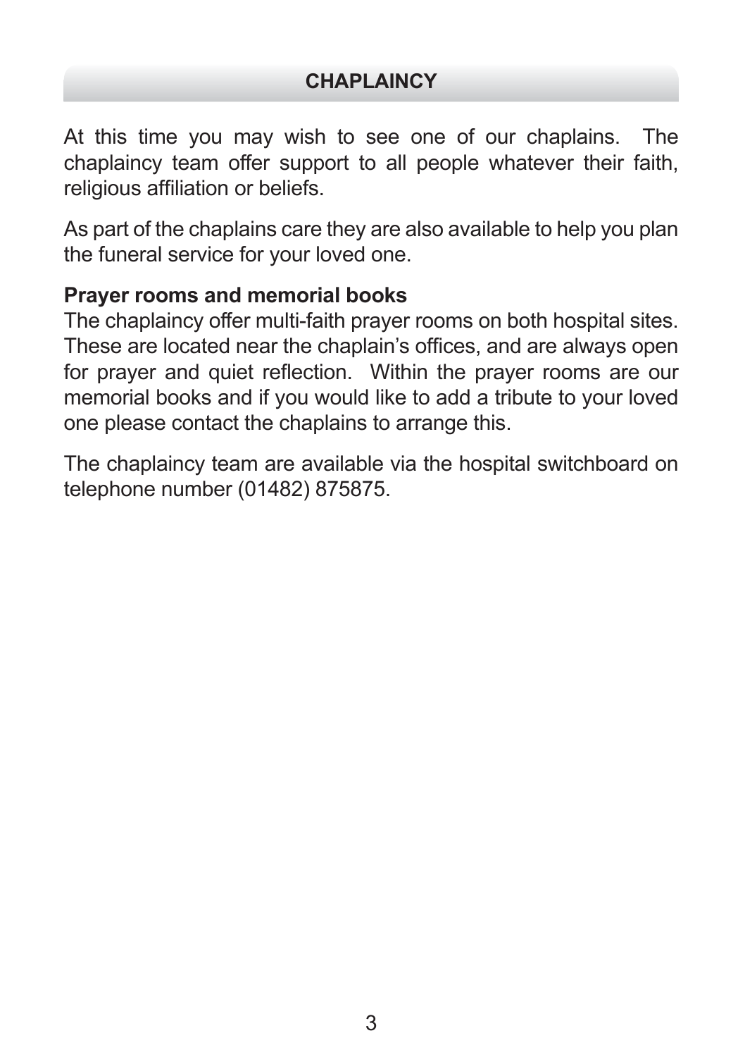## CHAPLAINCY

At this time you may wish to see one of our chaplains. The chaplaincy team offer support to all people whatever their faith, religious affiliation or beliefs.

As part of the chaplains care they are also available to help you plan the funeral service for your loved one.

**Prayer rooms and memorial books**

The chaplaincy offer multi-faith prayer rooms on both hospital sites. These are located near the chaplain's offices, and are always open for prayer and quiet reflection. Within the prayer rooms are our memorial books and if you would like to add a tribute to your loved one please contact the chaplains to arrange this.

The chaplaincy team are available via the hospital switchboard on telephone number (01482) 875875.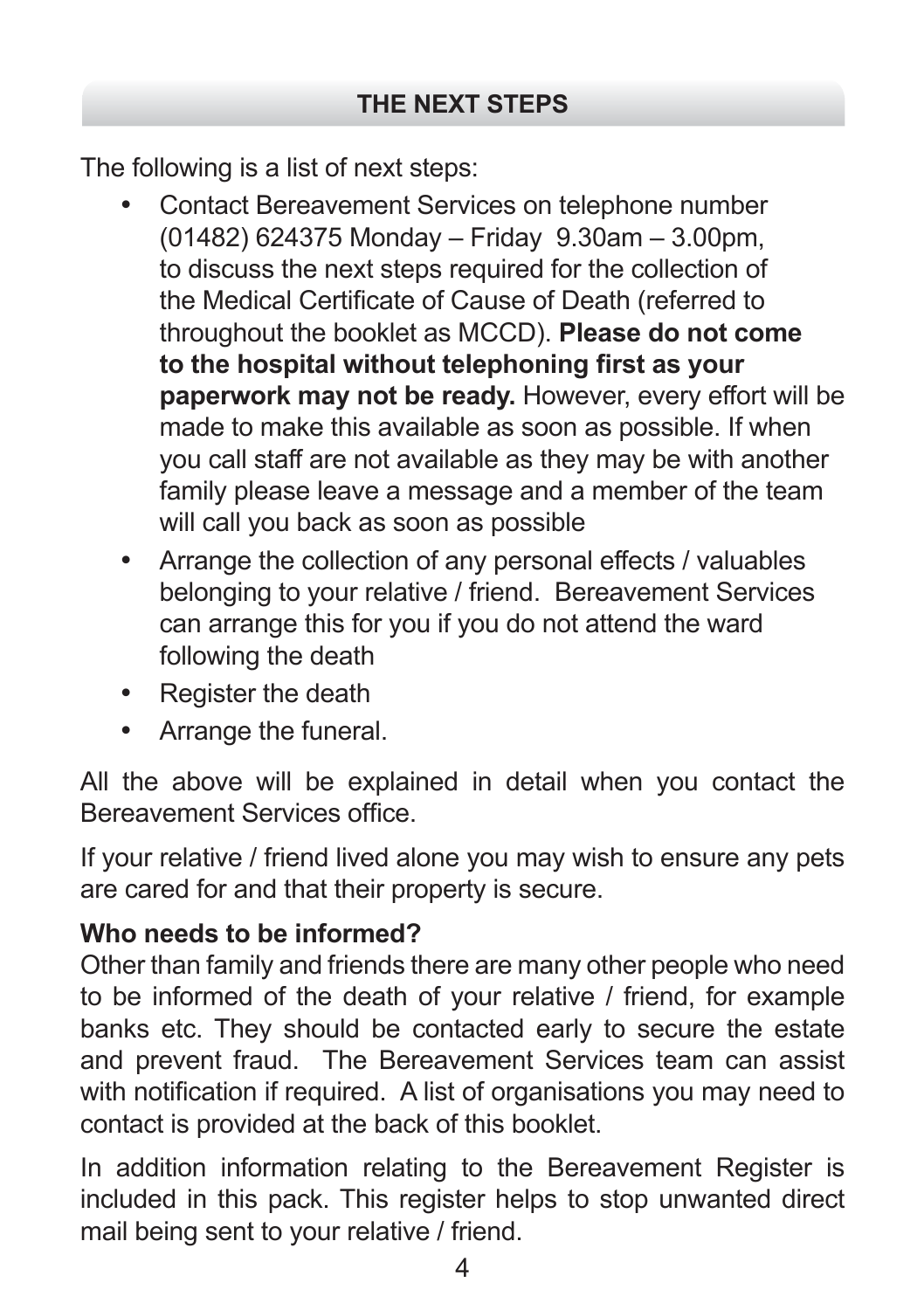## THE NEXT STEPS

The following is a list of next steps:

- Contact Bereavement Services on telephone number (01482) 624375 Monday – Friday 9.30am – 3.00pm, to discuss the next steps required for the collection of the Medical Certificate of Cause of Death (referred to throughout the booklet as MCCD). **Please do not come to the hospital without telephoning first as your paperwork may not be ready.** However, every effort will be made to make this available as soon as possible. If when you call staff are not available as they may be with another family please leave a message and a member of the team will call you back as soon as possible
- Arrange the collection of any personal effects / valuables belonging to your relative / friend. Bereavement Services can arrange this for you if you do not attend the ward following the death
- Register the death
- Arrange the funeral.

All the above will be explained in detail when you contact the Bereavement Services office.

If your relative / friend lived alone you may wish to ensure any pets are cared for and that their property is secure.

**Who needs to be informed?**

Other than family and friends there are many other people who need to be informed of the death of your relative / friend, for example banks etc. They should be contacted early to secure the estate and prevent fraud. The Bereavement Services team can assist with notification if required. A list of organisations you may need to contact is provided at the back of this booklet.

In addition information relating to the Bereavement Register is included in this pack. This register helps to stop unwanted direct mail being sent to your relative / friend.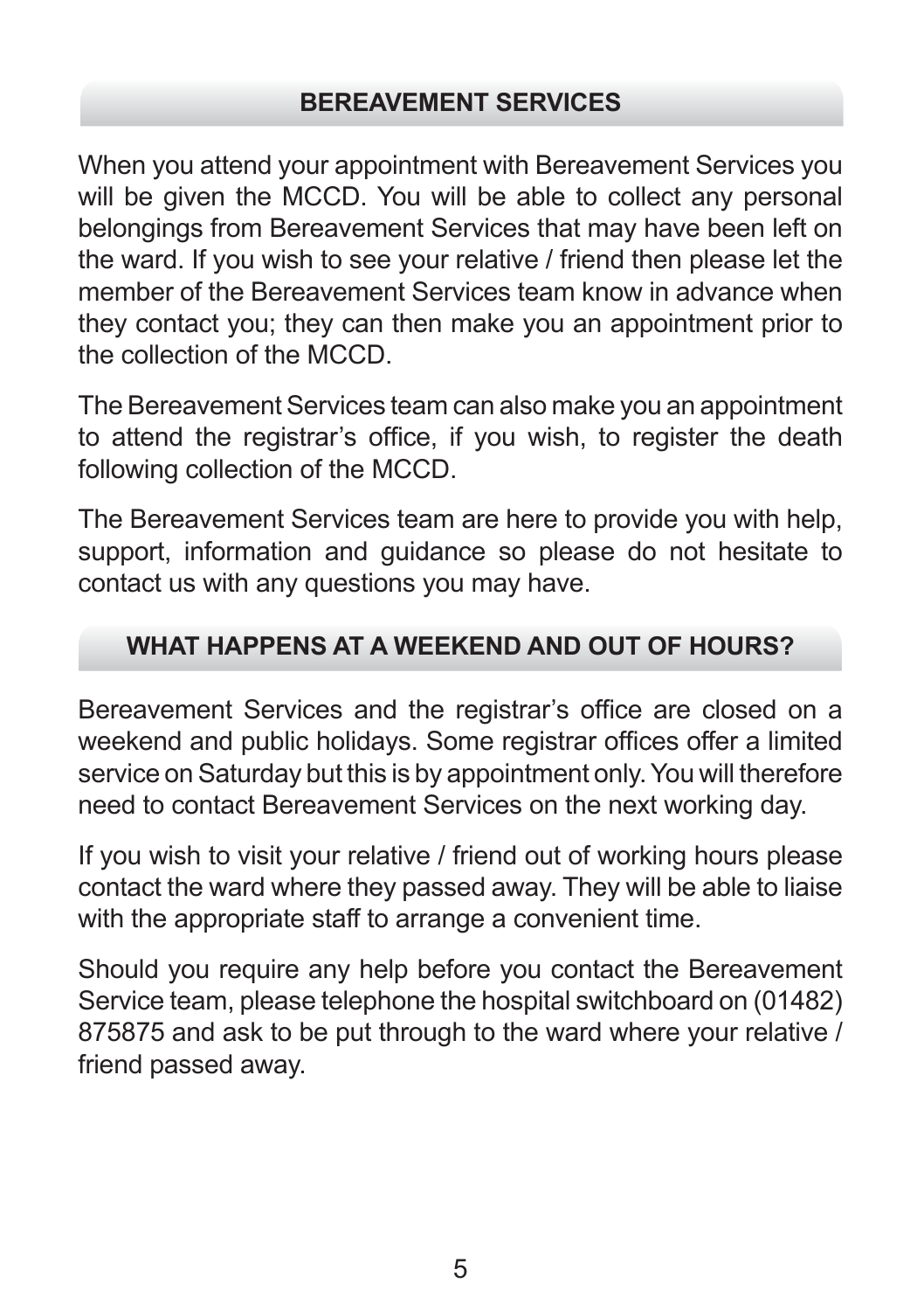## BEREAVEMENT SERVICES

When you attend your appointment with Bereavement Services you will be given the MCCD. You will be able to collect any personal belongings from Bereavement Services that may have been left on the ward. If you wish to see your relative / friend then please let the member of the Bereavement Services team know in advance when they contact you; they can then make you an appointment prior to the collection of the MCCD.

The Bereavement Services team can also make you an appointment to attend the registrar's office, if you wish, to register the death following collection of the MCCD.

The Bereavement Services team are here to provide you with help, support, information and guidance so please do not hesitate to contact us with any questions you may have.

## WHAT HAPPENS AT A WEEKEND AND OUT OF HOURS?

Bereavement Services and the registrar's office are closed on a weekend and public holidays. Some registrar offices offer a limited service on Saturday but this is by appointment only. You will therefore need to contact Bereavement Services on the next working day.

If you wish to visit your relative / friend out of working hours please contact the ward where they passed away. They will be able to liaise with the appropriate staff to arrange a convenient time.

Should you require any help before you contact the Bereavement Service team, please telephone the hospital switchboard on (01482) 875875 and ask to be put through to the ward where your relative / friend passed away.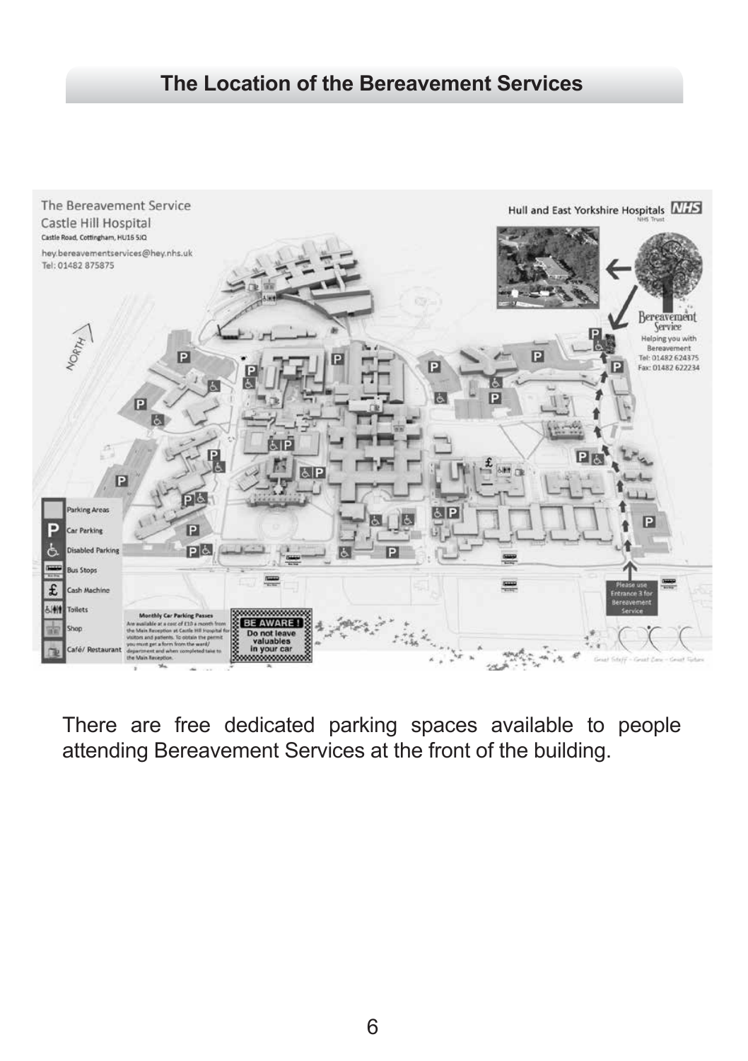## The Location of the Bereavement Services

There are free dedicated parking spaces available to people attending Bereavement Services at the front of the building.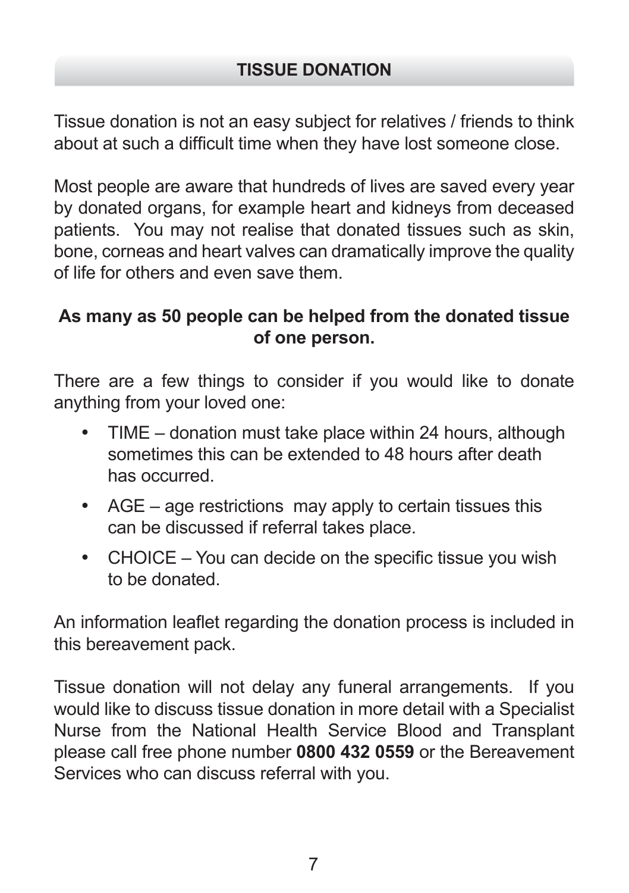## TISSUE DONATION

Tissue donation is not an easy subject for relatives / friends to think about at such a difficult time when they have lost someone close.

Most people are aware that hundreds of lives are saved every year by donated organs, for example heart and kidneys from deceased patients. You may not realise that donated tissues such as skin, bone, corneas and heart valves can dramatically improve the quality of life for others and even save them.

**As many as 50 people can be helped from the donated tissue of one person.**

There are a few things to consider if you would like to donate anything from your loved one:

- TIME – donation must take place within 24 hours, although sometimes this can be extended to 48 hours after death has occurred.
- AGE – age restrictions may apply to certain tissues this can be discussed if referral takes place.
- CHOICE – You can decide on the specific tissue you wish to be donated.

An information leaflet regarding the donation process is included in this bereavement pack.

Tissue donation will not delay any funeral arrangements. If you would like to discuss tissue donation in more detail with a Specialist Nurse from the National Health Service Blood and Transplant please call free phone number **0800 432 0559** or the Bereavement Services who can discuss referral with you.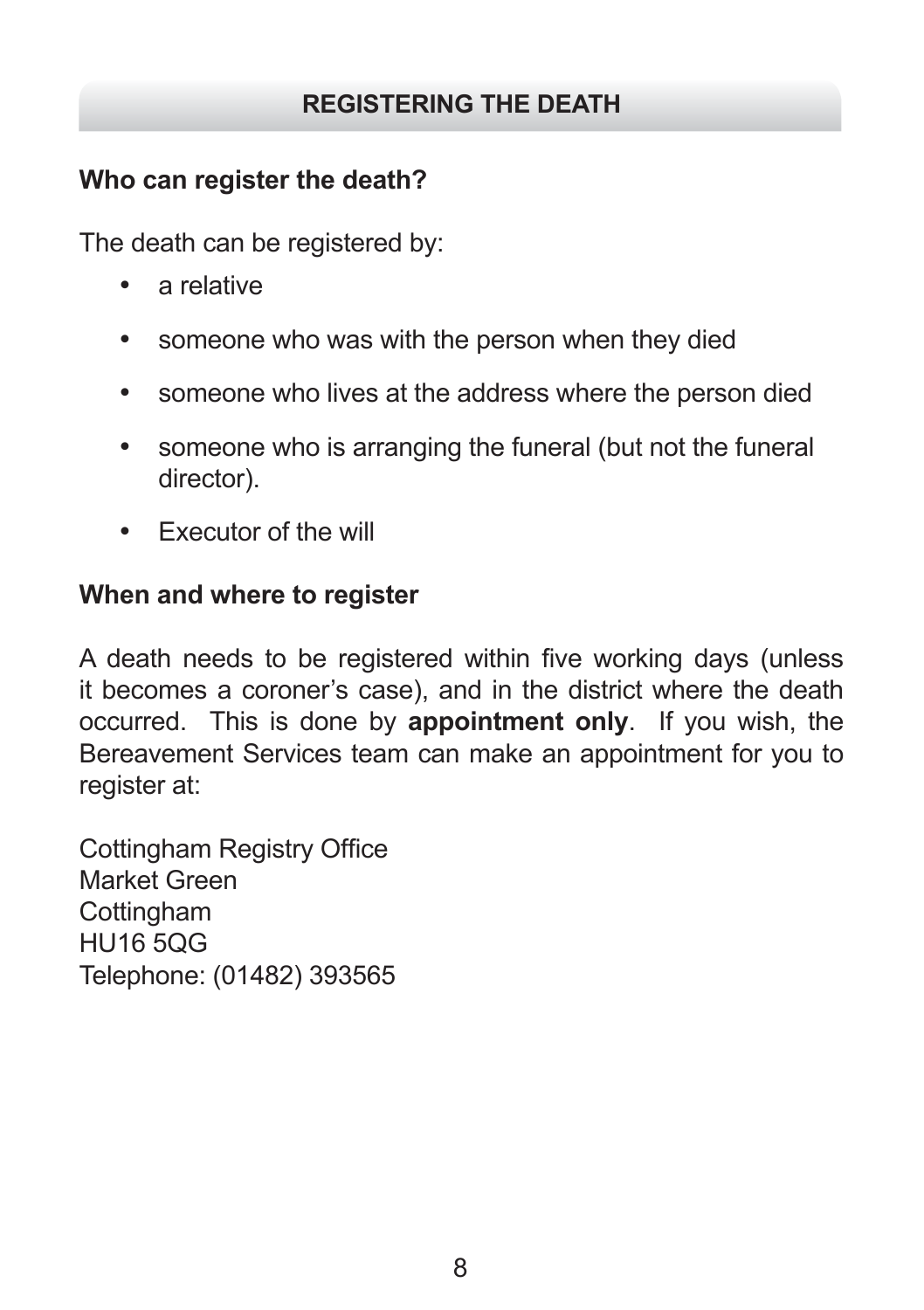## REGISTERING THE DEATH

### Who can register the death?

The death can be registered by:

- a relative
- someone who was with the person when they died
- someone who lives at the address where the person died
- someone who is arranging the funeral (but not the funeral director).
- Executor of the will

### When and where to register

A death needs to be registered within five working days (unless it becomes a coroner's case), and in the district where the death occurred. This is done by **appointment only**. If you wish, the Bereavement Services team can make an appointment for you to register at:

Cottingham Registry Office
Market Green
Cottingham
HU16 5QG
Telephone: (01482) 393565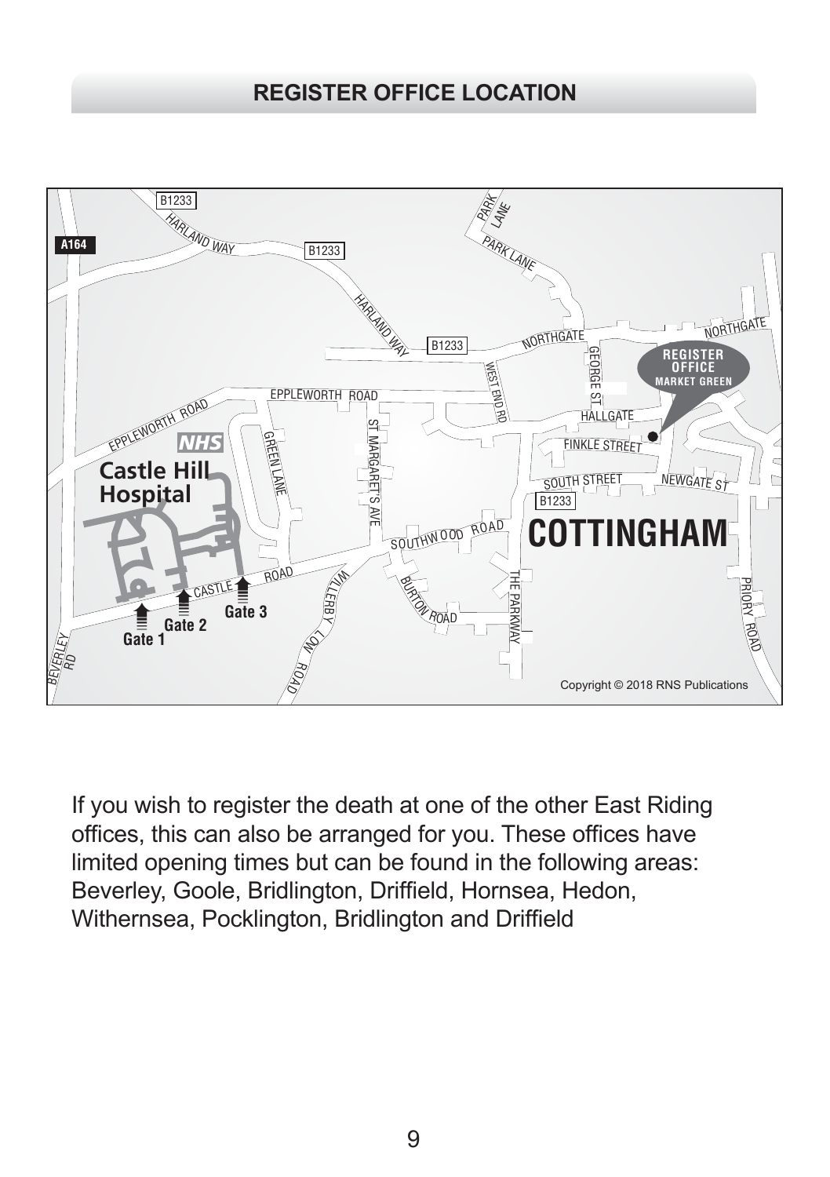## REGISTER OFFICE LOCATION

If you wish to register the death at one of the other East Riding offices, this can also be arranged for you. These offices have limited opening times but can be found in the following areas: Beverley, Goole, Bridlington, Driffield, Hornsea, Hedon, Withernsea, Pocklington, Bridlington and Driffield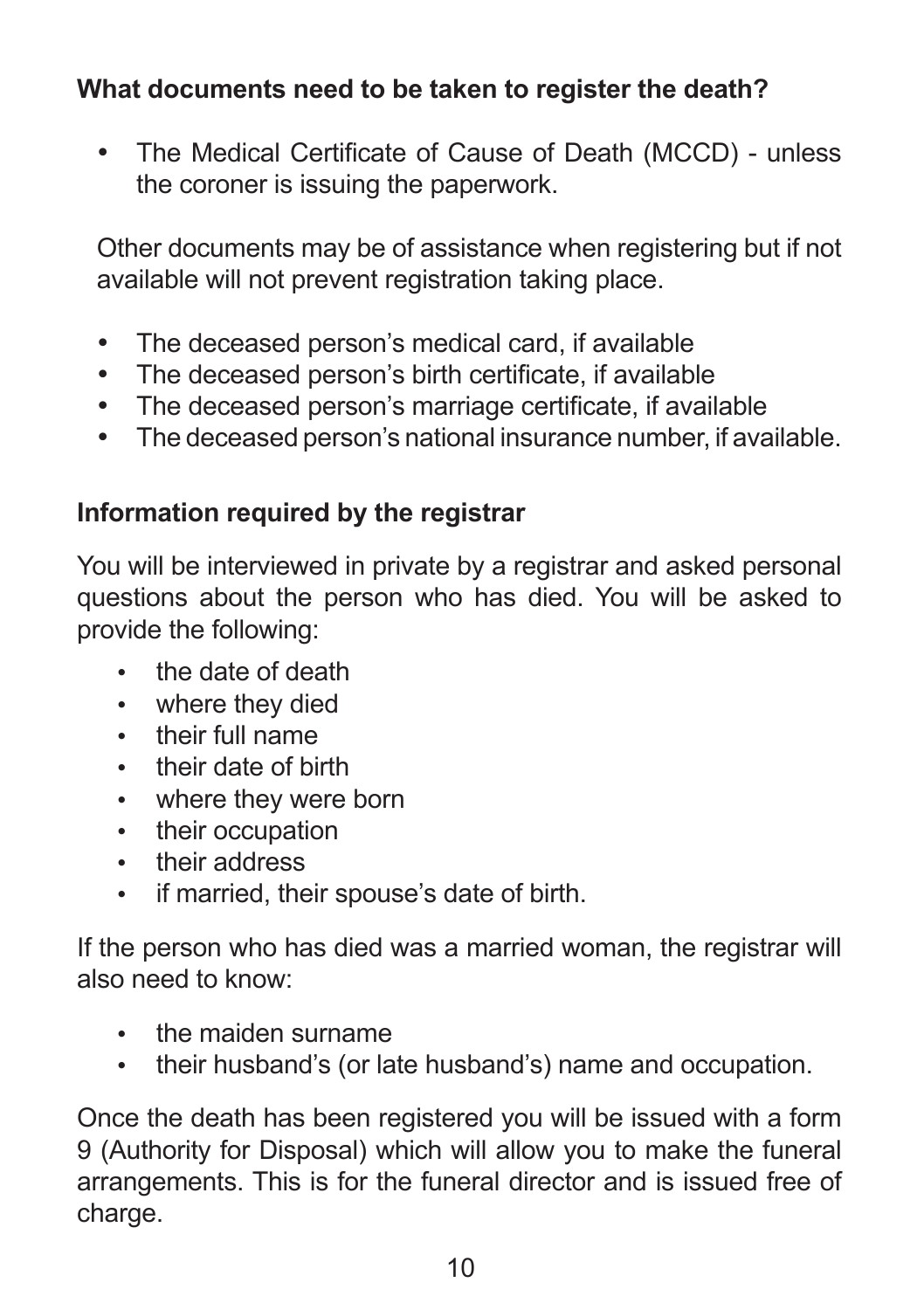### What documents need to be taken to register the death?

- The Medical Certificate of Cause of Death (MCCD) - unless the coroner is issuing the paperwork.

Other documents may be of assistance when registering but if not available will not prevent registration taking place.

- The deceased person's medical card, if available
- The deceased person's birth certificate, if available
- The deceased person's marriage certificate, if available
- The deceased person's national insurance number, if available.

### Information required by the registrar

You will be interviewed in private by a registrar and asked personal questions about the person who has died. You will be asked to provide the following:

- the date of death
- where they died
- their full name
- their date of birth
- where they were born
- their occupation
- their address
- if married, their spouse's date of birth.

If the person who has died was a married woman, the registrar will also need to know:

- the maiden surname
- their husband's (or late husband's) name and occupation.

Once the death has been registered you will be issued with a form 9 (Authority for Disposal) which will allow you to make the funeral arrangements. This is for the funeral director and is issued free of charge.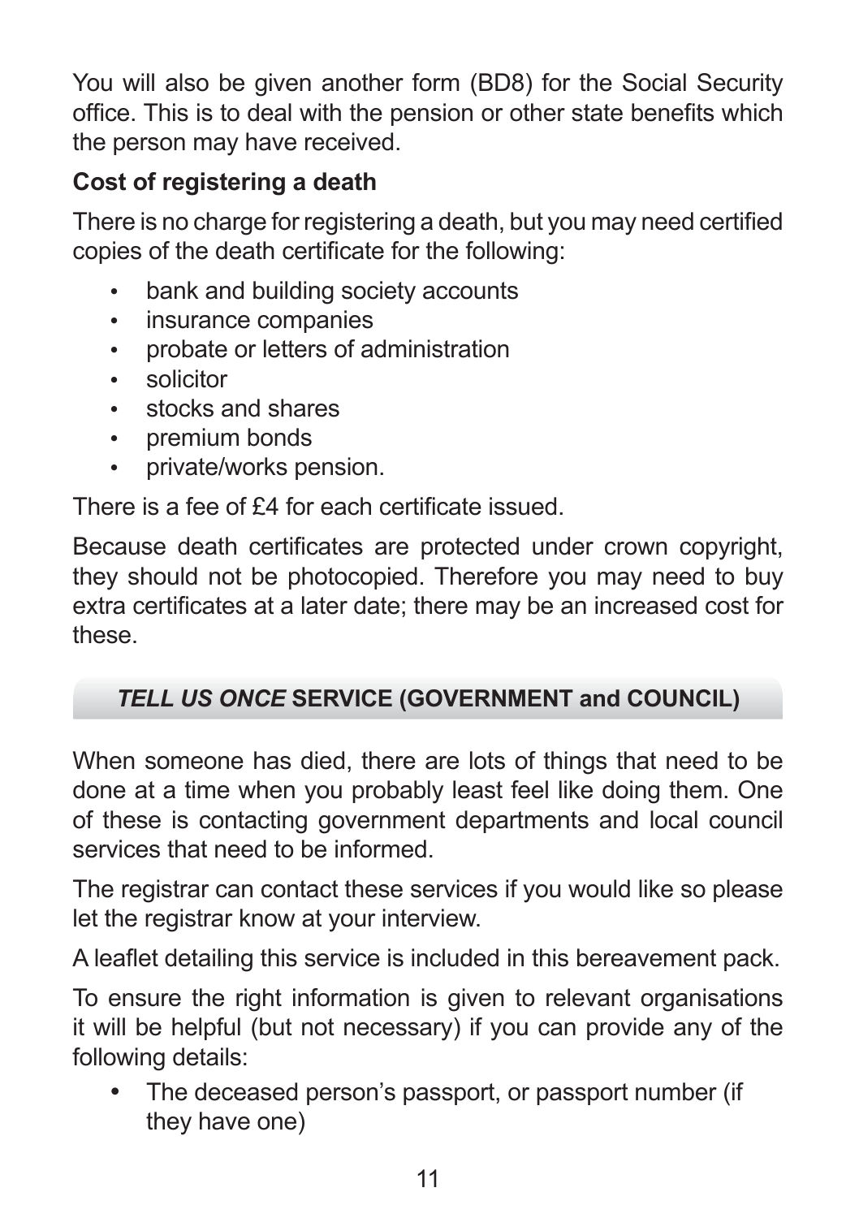You will also be given another form (BD8) for the Social Security office. This is to deal with the pension or other state benefits which the person may have received.

**Cost of registering a death**

There is no charge for registering a death, but you may need certified copies of the death certificate for the following:

- bank and building society accounts
- insurance companies
- probate or letters of administration
- solicitor
- stocks and shares
- premium bonds
- private/works pension.

There is a fee of £4 for each certificate issued.

Because death certificates are protected under crown copyright, they should not be photocopied. Therefore you may need to buy extra certificates at a later date; there may be an increased cost for these.

## *TELL US ONCE* SERVICE (GOVERNMENT and COUNCIL)

When someone has died, there are lots of things that need to be done at a time when you probably least feel like doing them. One of these is contacting government departments and local council services that need to be informed.

The registrar can contact these services if you would like so please let the registrar know at your interview.

A leaflet detailing this service is included in this bereavement pack.

To ensure the right information is given to relevant organisations it will be helpful (but not necessary) if you can provide any of the following details:

- The deceased person's passport, or passport number (if they have one)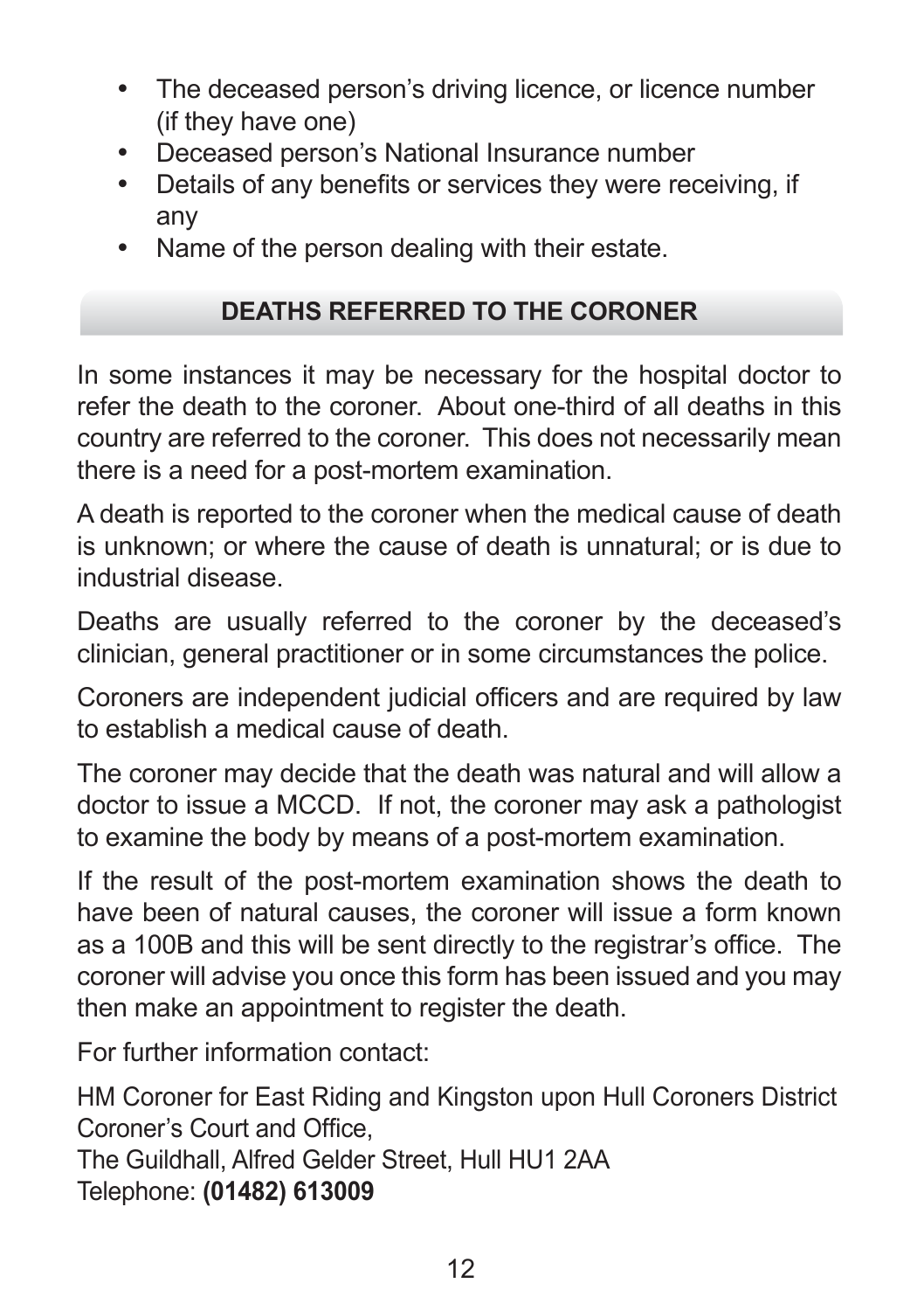- The deceased person's driving licence, or licence number (if they have one)
- Deceased person's National Insurance number
- Details of any benefits or services they were receiving, if any
- Name of the person dealing with their estate.

## DEATHS REFERRED TO THE CORONER

In some instances it may be necessary for the hospital doctor to refer the death to the coroner. About one-third of all deaths in this country are referred to the coroner. This does not necessarily mean there is a need for a post-mortem examination.

A death is reported to the coroner when the medical cause of death is unknown; or where the cause of death is unnatural; or is due to industrial disease.

Deaths are usually referred to the coroner by the deceased's clinician, general practitioner or in some circumstances the police.

Coroners are independent judicial officers and are required by law to establish a medical cause of death.

The coroner may decide that the death was natural and will allow a doctor to issue a MCCD. If not, the coroner may ask a pathologist to examine the body by means of a post-mortem examination.

If the result of the post-mortem examination shows the death to have been of natural causes, the coroner will issue a form known as a 100B and this will be sent directly to the registrar's office. The coroner will advise you once this form has been issued and you may then make an appointment to register the death.

For further information contact:

HM Coroner for East Riding and Kingston upon Hull Coroners District
Coroner's Court and Office,
The Guildhall, Alfred Gelder Street, Hull HU1 2AA
Telephone: **(01482) 613009**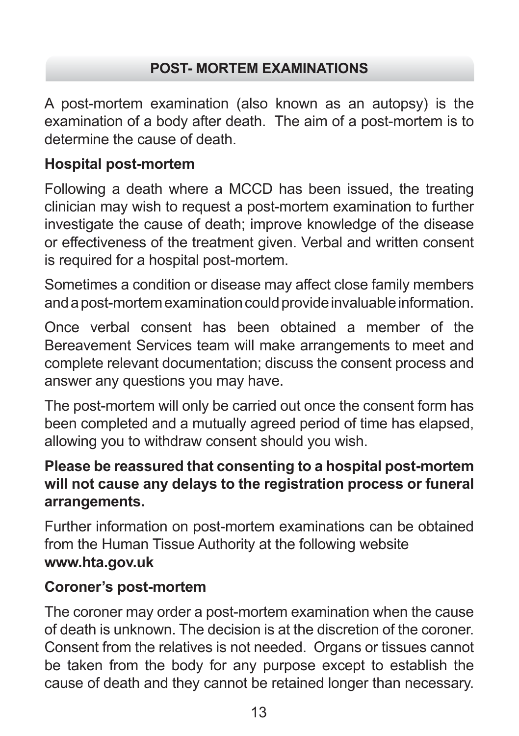## POST- MORTEM EXAMINATIONS

A post-mortem examination (also known as an autopsy) is the examination of a body after death. The aim of a post-mortem is to determine the cause of death.

### Hospital post-mortem

Following a death where a MCCD has been issued, the treating clinician may wish to request a post-mortem examination to further investigate the cause of death; improve knowledge of the disease or effectiveness of the treatment given. Verbal and written consent is required for a hospital post-mortem.

Sometimes a condition or disease may affect close family members and a post-mortem examination could provide invaluable information.

Once verbal consent has been obtained a member of the Bereavement Services team will make arrangements to meet and complete relevant documentation; discuss the consent process and answer any questions you may have.

The post-mortem will only be carried out once the consent form has been completed and a mutually agreed period of time has elapsed, allowing you to withdraw consent should you wish.

**Please be reassured that consenting to a hospital post-mortem will not cause any delays to the registration process or funeral arrangements.**

Further information on post-mortem examinations can be obtained from the Human Tissue Authority at the following website
**www.hta.gov.uk**

### Coroner's post-mortem

The coroner may order a post-mortem examination when the cause of death is unknown. The decision is at the discretion of the coroner. Consent from the relatives is not needed. Organs or tissues cannot be taken from the body for any purpose except to establish the cause of death and they cannot be retained longer than necessary.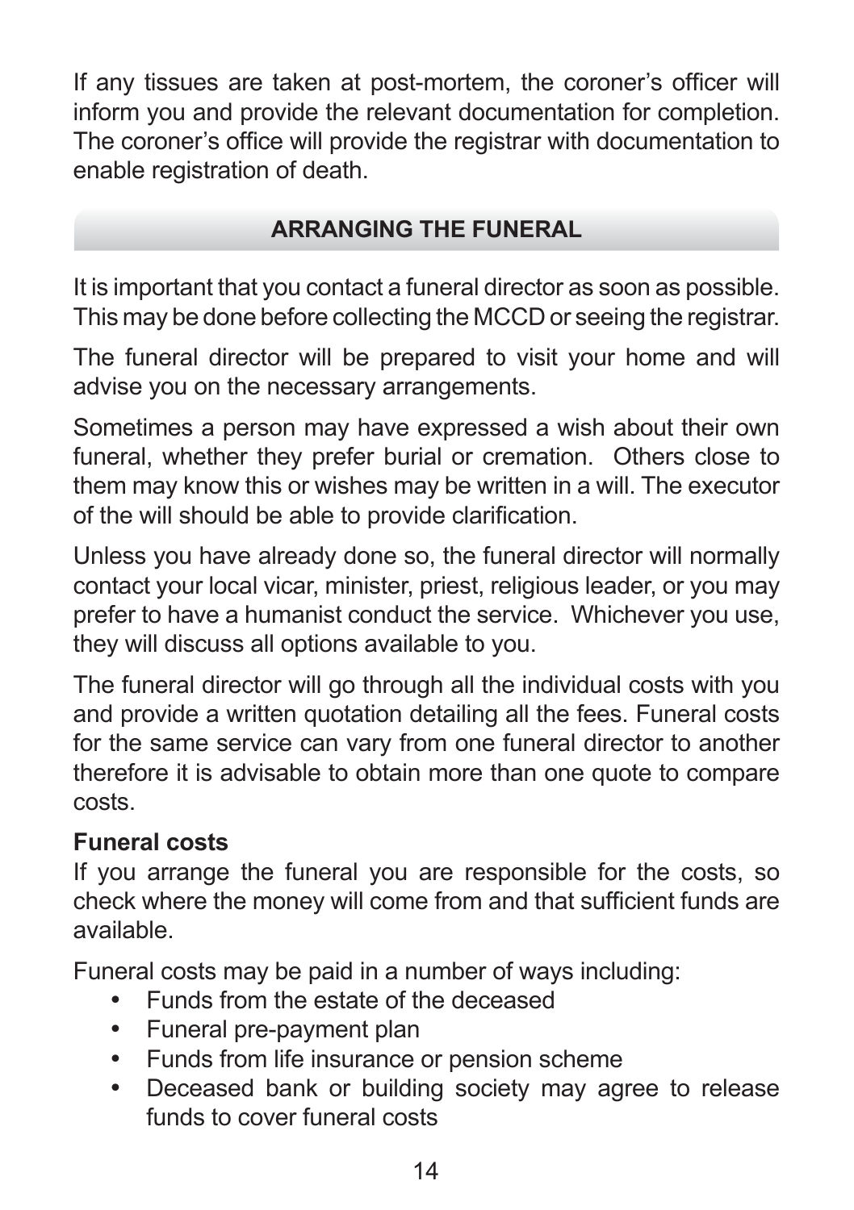If any tissues are taken at post-mortem, the coroner's officer will inform you and provide the relevant documentation for completion. The coroner's office will provide the registrar with documentation to enable registration of death.

## ARRANGING THE FUNERAL

It is important that you contact a funeral director as soon as possible. This may be done before collecting the MCCD or seeing the registrar.

The funeral director will be prepared to visit your home and will advise you on the necessary arrangements.

Sometimes a person may have expressed a wish about their own funeral, whether they prefer burial or cremation. Others close to them may know this or wishes may be written in a will. The executor of the will should be able to provide clarification.

Unless you have already done so, the funeral director will normally contact your local vicar, minister, priest, religious leader, or you may prefer to have a humanist conduct the service. Whichever you use, they will discuss all options available to you.

The funeral director will go through all the individual costs with you and provide a written quotation detailing all the fees. Funeral costs for the same service can vary from one funeral director to another therefore it is advisable to obtain more than one quote to compare costs.

**Funeral costs**

If you arrange the funeral you are responsible for the costs, so check where the money will come from and that sufficient funds are available.

Funeral costs may be paid in a number of ways including:

- Funds from the estate of the deceased
- Funeral pre-payment plan
- Funds from life insurance or pension scheme
- Deceased bank or building society may agree to release funds to cover funeral costs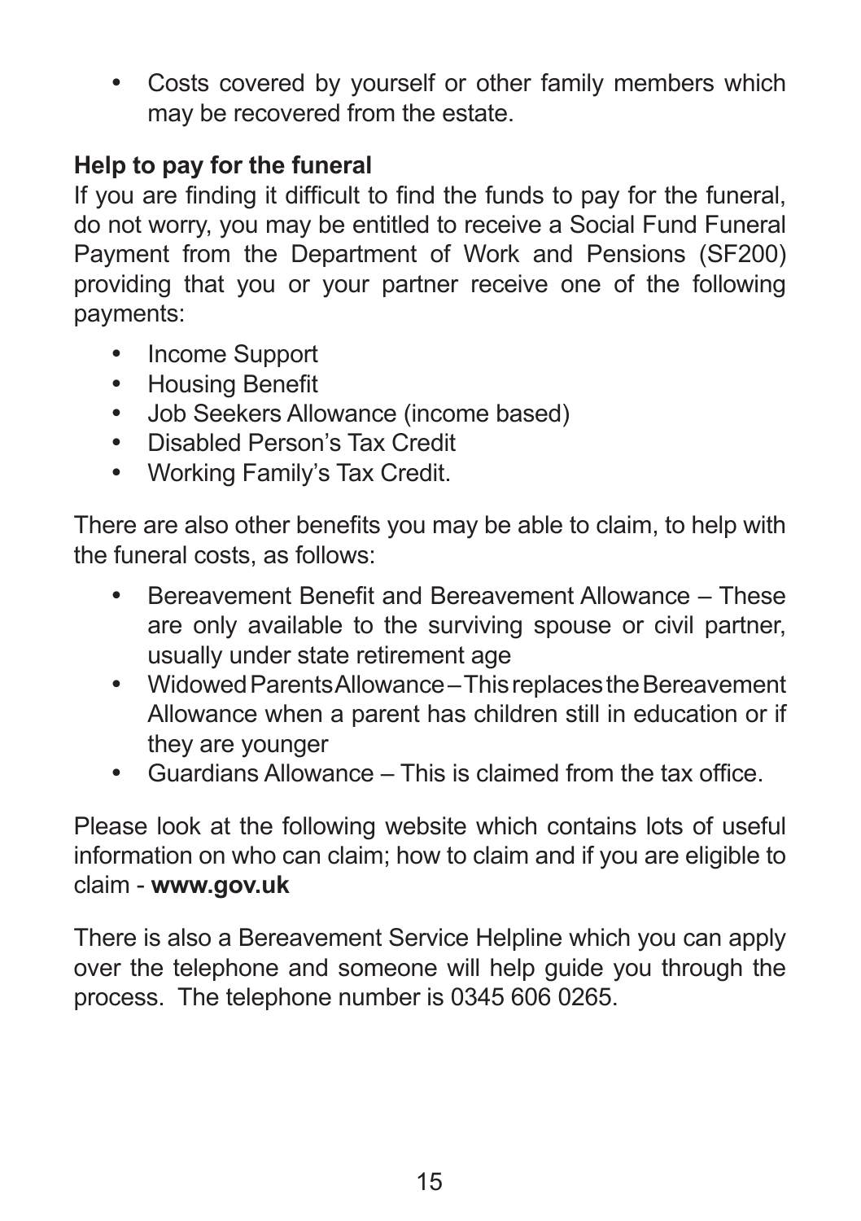- Costs covered by yourself or other family members which may be recovered from the estate.

**Help to pay for the funeral**

If you are finding it difficult to find the funds to pay for the funeral, do not worry, you may be entitled to receive a Social Fund Funeral Payment from the Department of Work and Pensions (SF200) providing that you or your partner receive one of the following payments:

- Income Support
- Housing Benefit
- Job Seekers Allowance (income based)
- Disabled Person's Tax Credit
- Working Family's Tax Credit.

There are also other benefits you may be able to claim, to help with the funeral costs, as follows:

- Bereavement Benefit and Bereavement Allowance – These are only available to the surviving spouse or civil partner, usually under state retirement age
- Widowed Parents Allowance – This replaces the Bereavement Allowance when a parent has children still in education or if they are younger
- Guardians Allowance – This is claimed from the tax office.

Please look at the following website which contains lots of useful information on who can claim; how to claim and if you are eligible to claim - **www.gov.uk**

There is also a Bereavement Service Helpline which you can apply over the telephone and someone will help guide you through the process. The telephone number is 0345 606 0265.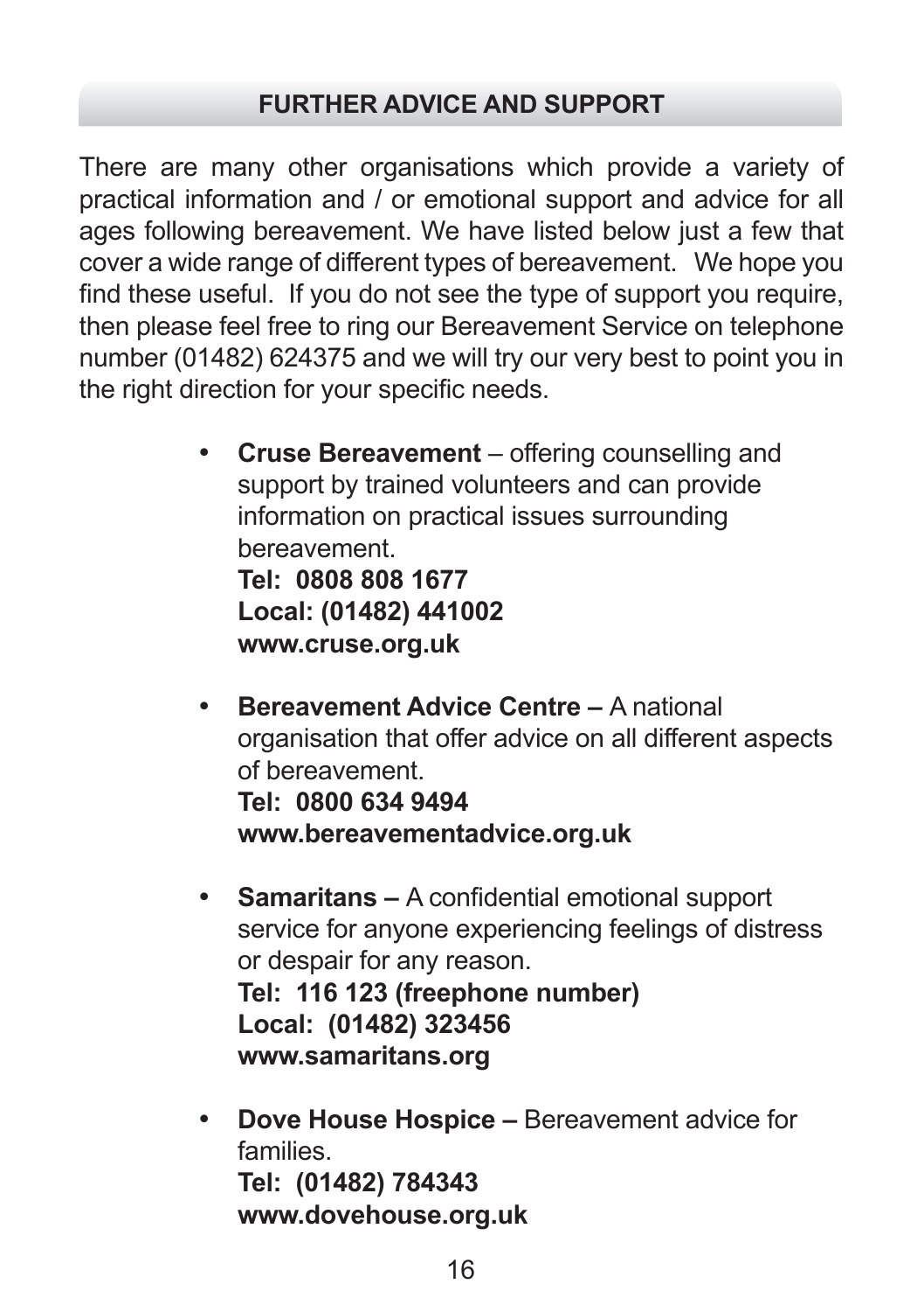## FURTHER ADVICE AND SUPPORT

There are many other organisations which provide a variety of practical information and / or emotional support and advice for all ages following bereavement. We have listed below just a few that cover a wide range of different types of bereavement. We hope you find these useful. If you do not see the type of support you require, then please feel free to ring our Bereavement Service on telephone number (01482) 624375 and we will try our very best to point you in the right direction for your specific needs.

- **Cruse Bereavement** – offering counselling and support by trained volunteers and can provide information on practical issues surrounding bereavement.
  **Tel: 0808 808 1677**
  **Local: (01482) 441002**
  **www.cruse.org.uk**

- **Bereavement Advice Centre –** A national organisation that offer advice on all different aspects of bereavement.
  **Tel: 0800 634 9494**
  **www.bereavementadvice.org.uk**

- **Samaritans –** A confidential emotional support service for anyone experiencing feelings of distress or despair for any reason.
  **Tel: 116 123 (freephone number)**
  **Local: (01482) 323456**
  **www.samaritans.org**

- **Dove House Hospice –** Bereavement advice for families.
  **Tel: (01482) 784343**
  **www.dovehouse.org.uk**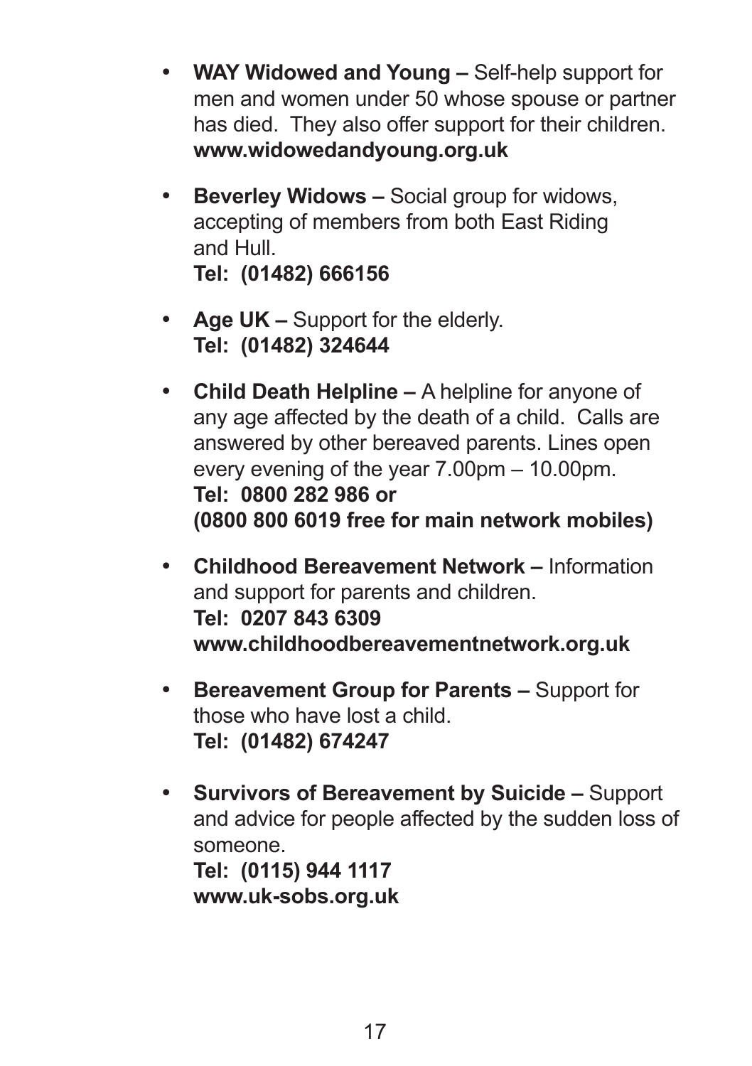- **WAY Widowed and Young –** Self-help support for men and women under 50 whose spouse or partner has died. They also offer support for their children. **www.widowedandyoung.org.uk**

- **Beverley Widows –** Social group for widows, accepting of members from both East Riding and Hull.
  **Tel: (01482) 666156**

- **Age UK –** Support for the elderly.
  **Tel: (01482) 324644**

- **Child Death Helpline –** A helpline for anyone of any age affected by the death of a child. Calls are answered by other bereaved parents. Lines open every evening of the year 7.00pm – 10.00pm.
  **Tel: 0800 282 986 or**
  **(0800 800 6019 free for main network mobiles)**

- **Childhood Bereavement Network –** Information and support for parents and children.
  **Tel: 0207 843 6309**
  **www.childhoodbereavementnetwork.org.uk**

- **Bereavement Group for Parents –** Support for those who have lost a child.
  **Tel: (01482) 674247**

- **Survivors of Bereavement by Suicide –** Support and advice for people affected by the sudden loss of someone.
  **Tel: (0115) 944 1117**
  **www.uk-sobs.org.uk**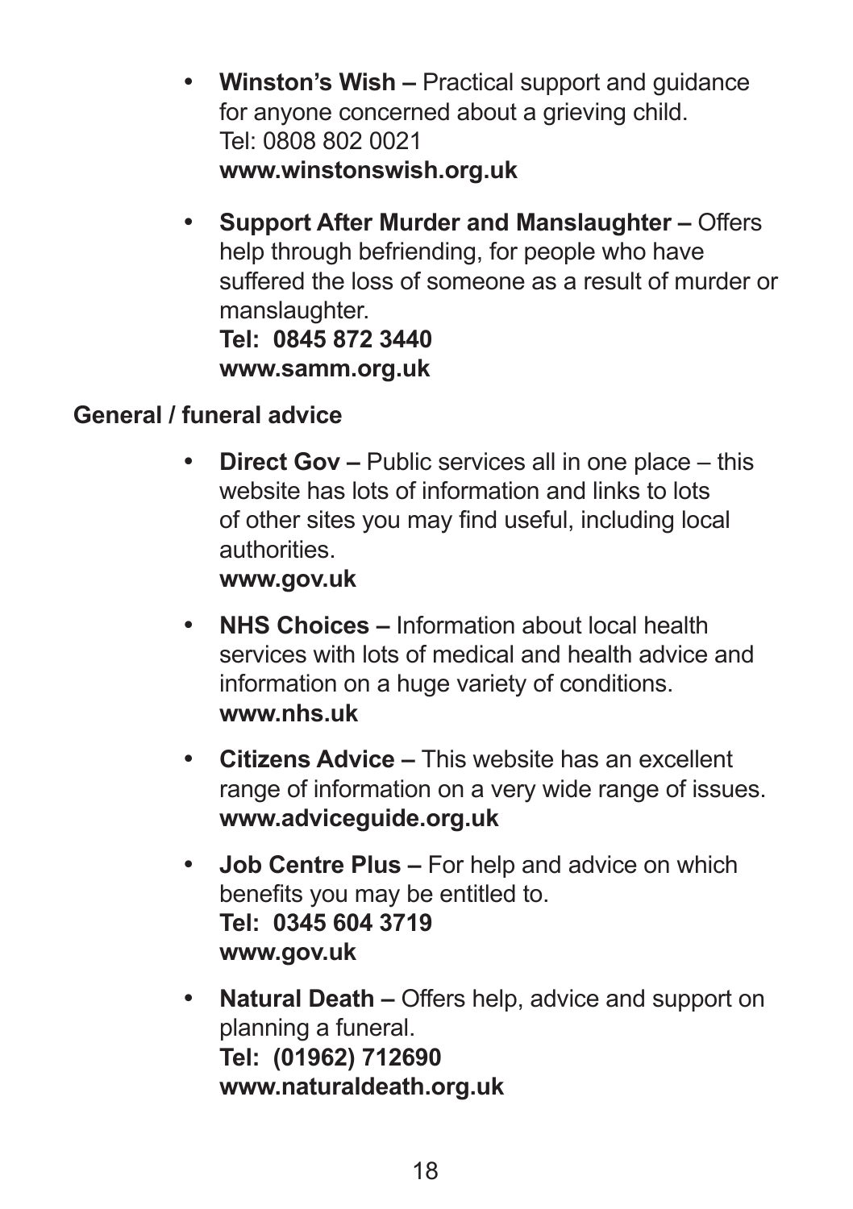- **Winston's Wish –** Practical support and guidance for anyone concerned about a grieving child.
  Tel: 0808 802 0021
  **www.winstonswish.org.uk**

- **Support After Murder and Manslaughter –** Offers help through befriending, for people who have suffered the loss of someone as a result of murder or manslaughter.
  **Tel: 0845 872 3440**
  **www.samm.org.uk**

**General / funeral advice**

- **Direct Gov –** Public services all in one place – this website has lots of information and links to lots of other sites you may find useful, including local authorities.
  **www.gov.uk**

- **NHS Choices –** Information about local health services with lots of medical and health advice and information on a huge variety of conditions.
  **www.nhs.uk**

- **Citizens Advice –** This website has an excellent range of information on a very wide range of issues.
  **www.adviceguide.org.uk**

- **Job Centre Plus –** For help and advice on which benefits you may be entitled to.
  **Tel: 0345 604 3719**
  **www.gov.uk**

- **Natural Death –** Offers help, advice and support on planning a funeral.
  **Tel: (01962) 712690**
  **www.naturaldeath.org.uk**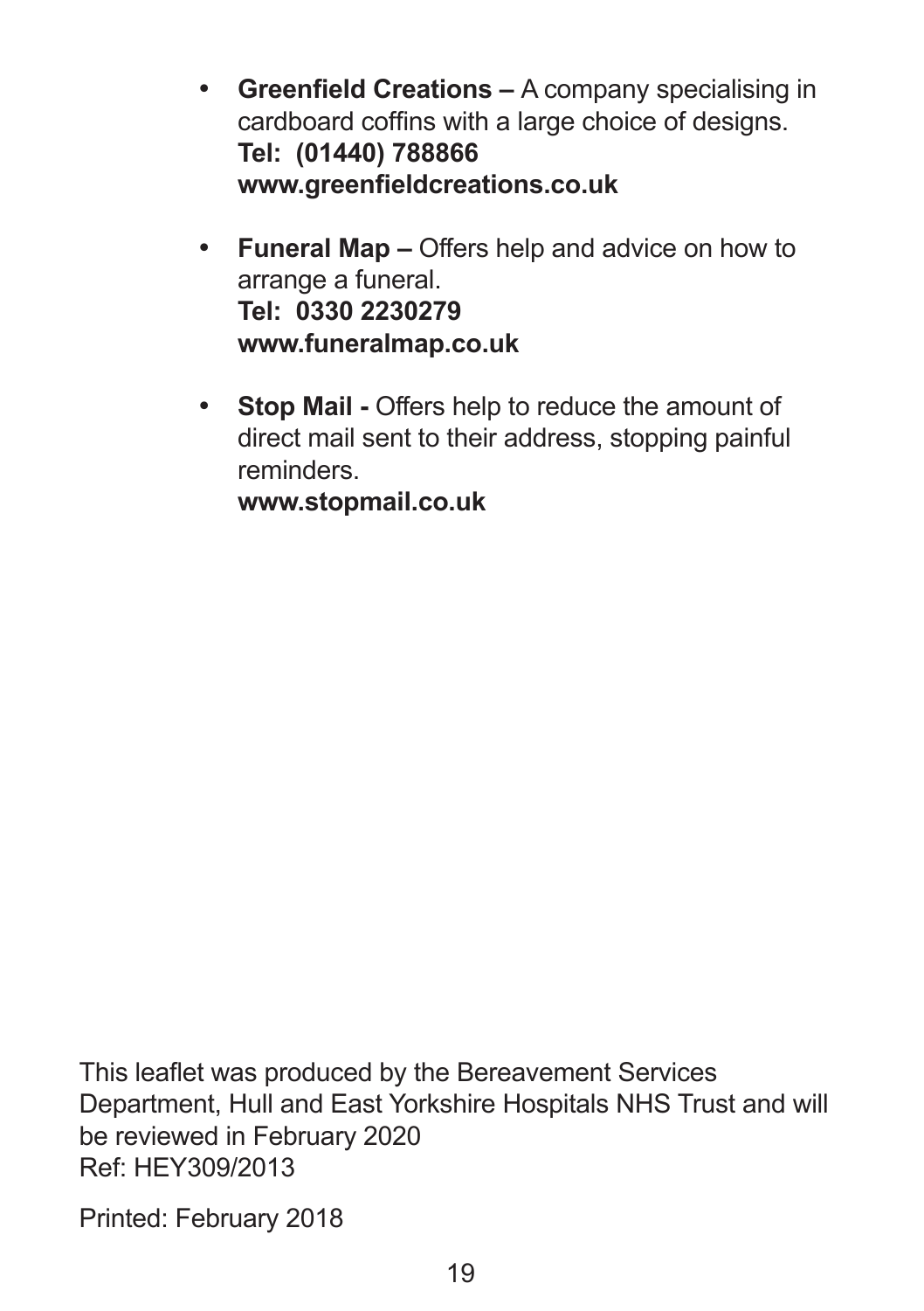- **Greenfield Creations –** A company specialising in cardboard coffins with a large choice of designs.
  **Tel: (01440) 788866**
  **www.greenfieldcreations.co.uk**

- **Funeral Map –** Offers help and advice on how to arrange a funeral.
  **Tel: 0330 2230279**
  **www.funeralmap.co.uk**

- **Stop Mail -** Offers help to reduce the amount of direct mail sent to their address, stopping painful reminders.
  **www.stopmail.co.uk**

This leaflet was produced by the Bereavement Services Department, Hull and East Yorkshire Hospitals NHS Trust and will be reviewed in February 2020
Ref: HEY309/2013

Printed: February 2018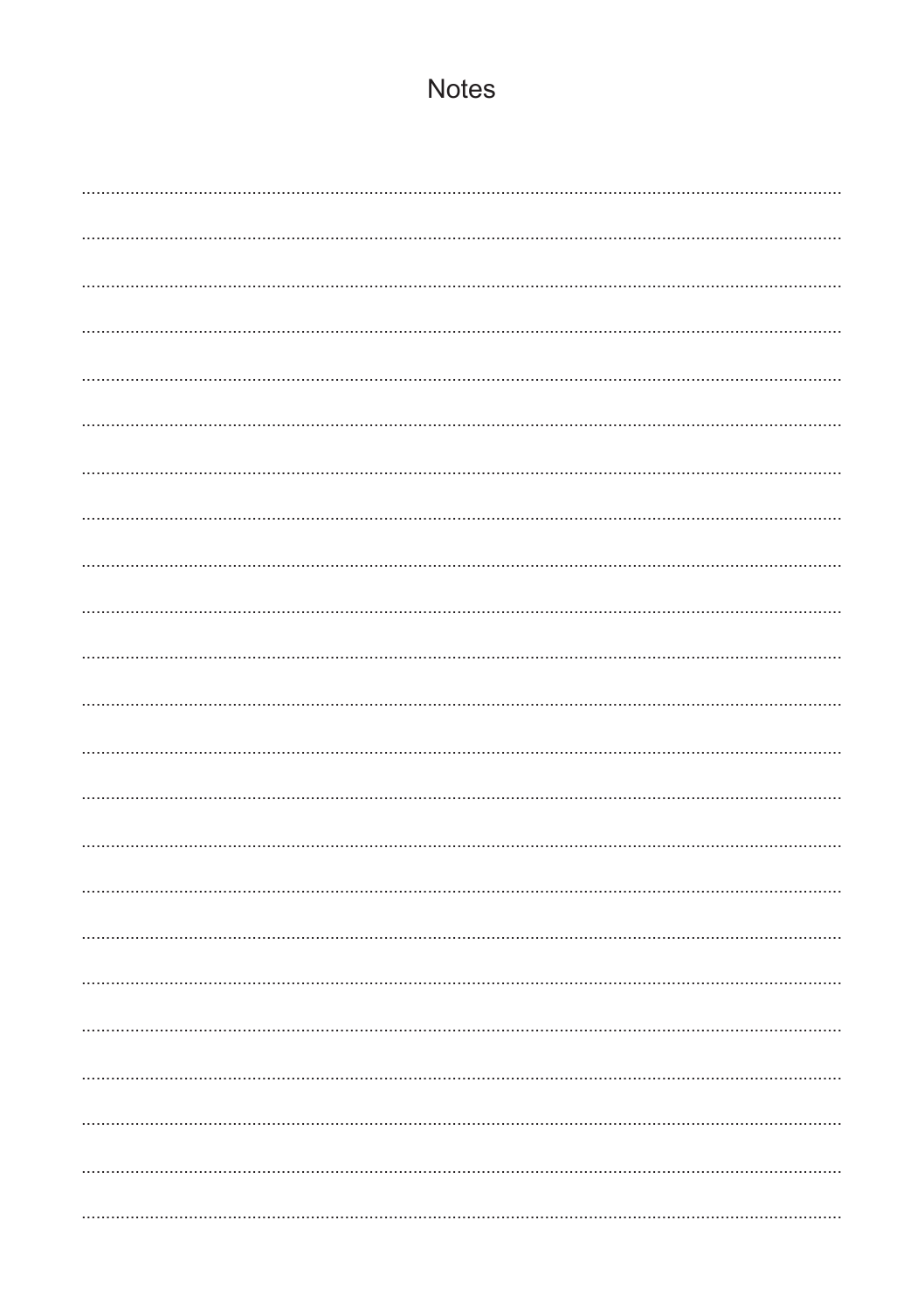# Notes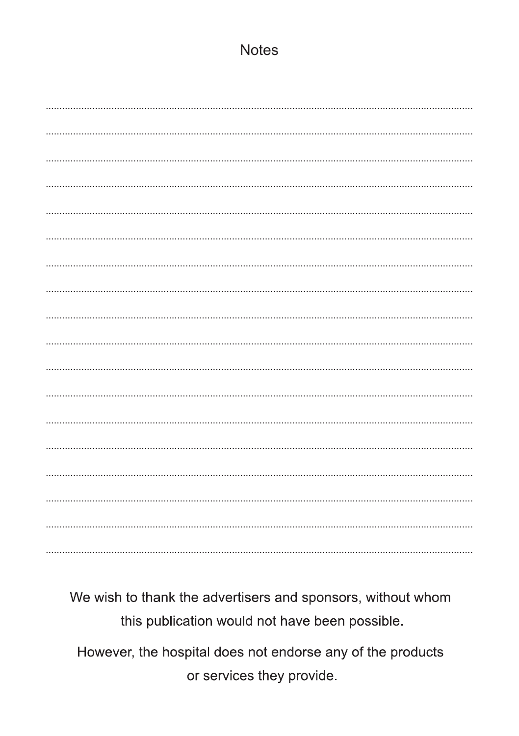# Notes

We wish to thank the advertisers and sponsors, without whom this publication would not have been possible.

However, the hospital does not endorse any of the products or services they provide.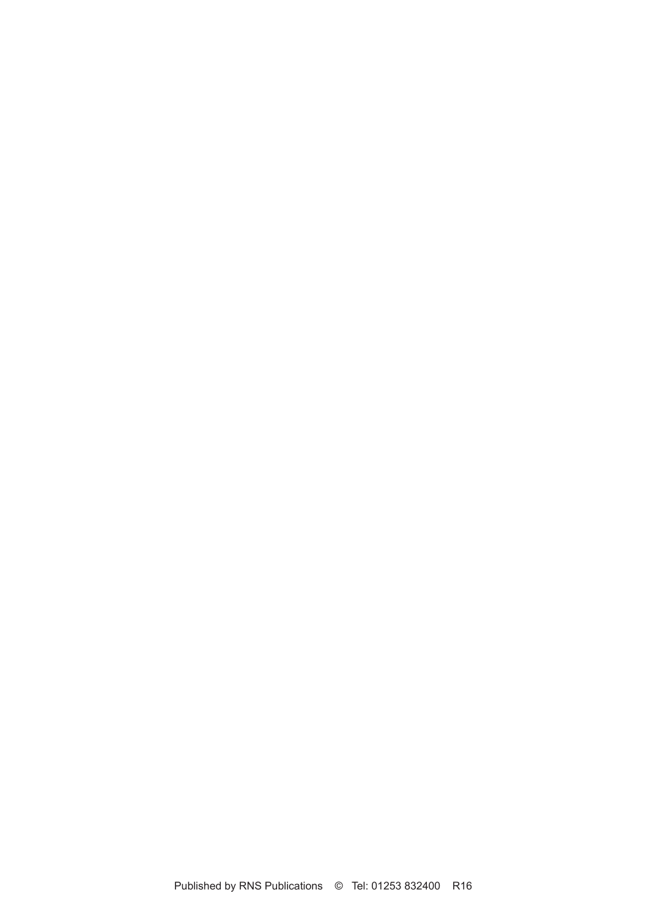Published by RNS Publications © Tel: 01253 832400 R16